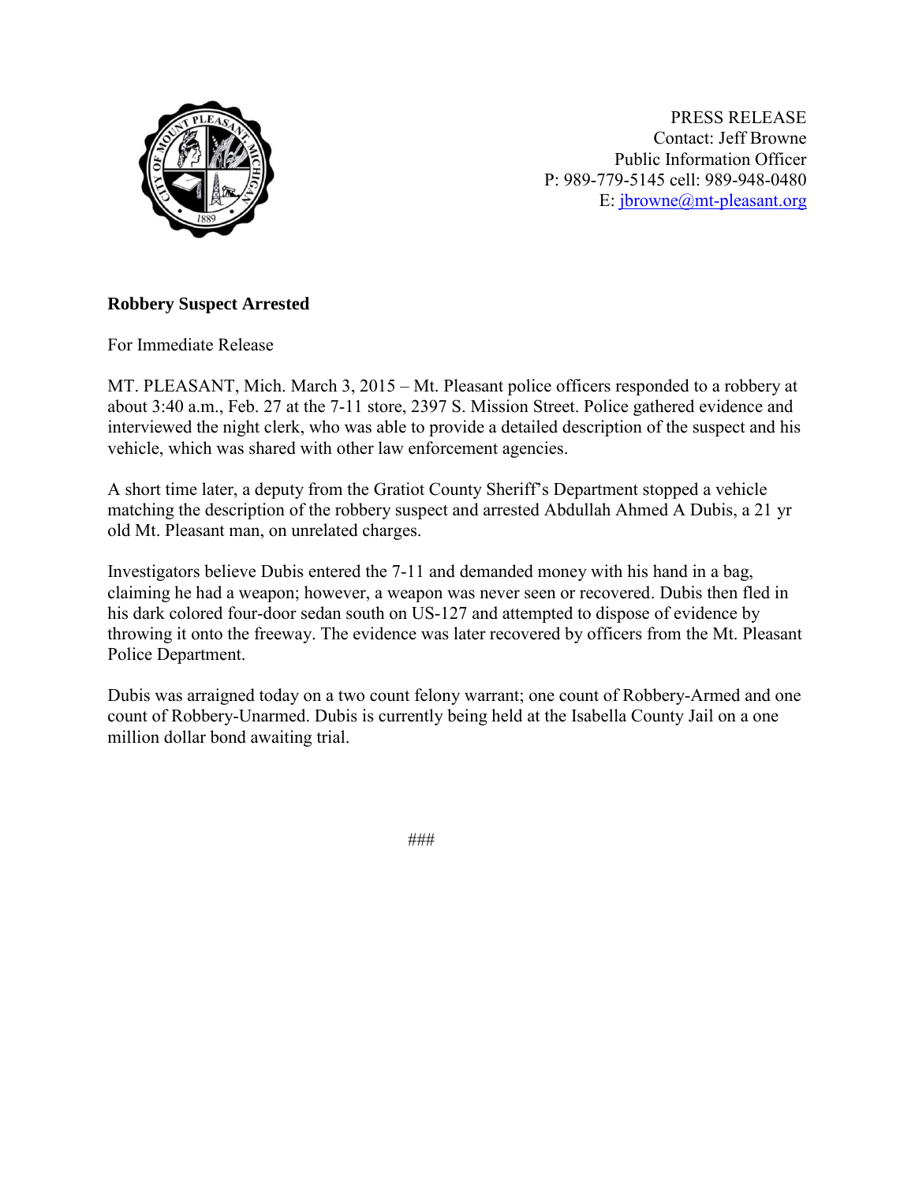PRESS RELEASE
Contact: Jeff Browne
Public Information Officer
P: 989-779-5145 cell: 989-948-0480
E: jbrowne@mt-pleasant.org

**Robbery Suspect Arrested**

For Immediate Release

MT. PLEASANT, Mich. March 3, 2015 – Mt. Pleasant police officers responded to a robbery at about 3:40 a.m., Feb. 27 at the 7-11 store, 2397 S. Mission Street. Police gathered evidence and interviewed the night clerk, who was able to provide a detailed description of the suspect and his vehicle, which was shared with other law enforcement agencies.

A short time later, a deputy from the Gratiot County Sheriff's Department stopped a vehicle matching the description of the robbery suspect and arrested Abdullah Ahmed A Dubis, a 21 yr old Mt. Pleasant man, on unrelated charges.

Investigators believe Dubis entered the 7-11 and demanded money with his hand in a bag, claiming he had a weapon; however, a weapon was never seen or recovered. Dubis then fled in his dark colored four-door sedan south on US-127 and attempted to dispose of evidence by throwing it onto the freeway. The evidence was later recovered by officers from the Mt. Pleasant Police Department.

Dubis was arraigned today on a two count felony warrant; one count of Robbery-Armed and one count of Robbery-Unarmed. Dubis is currently being held at the Isabella County Jail on a one million dollar bond awaiting trial.

###